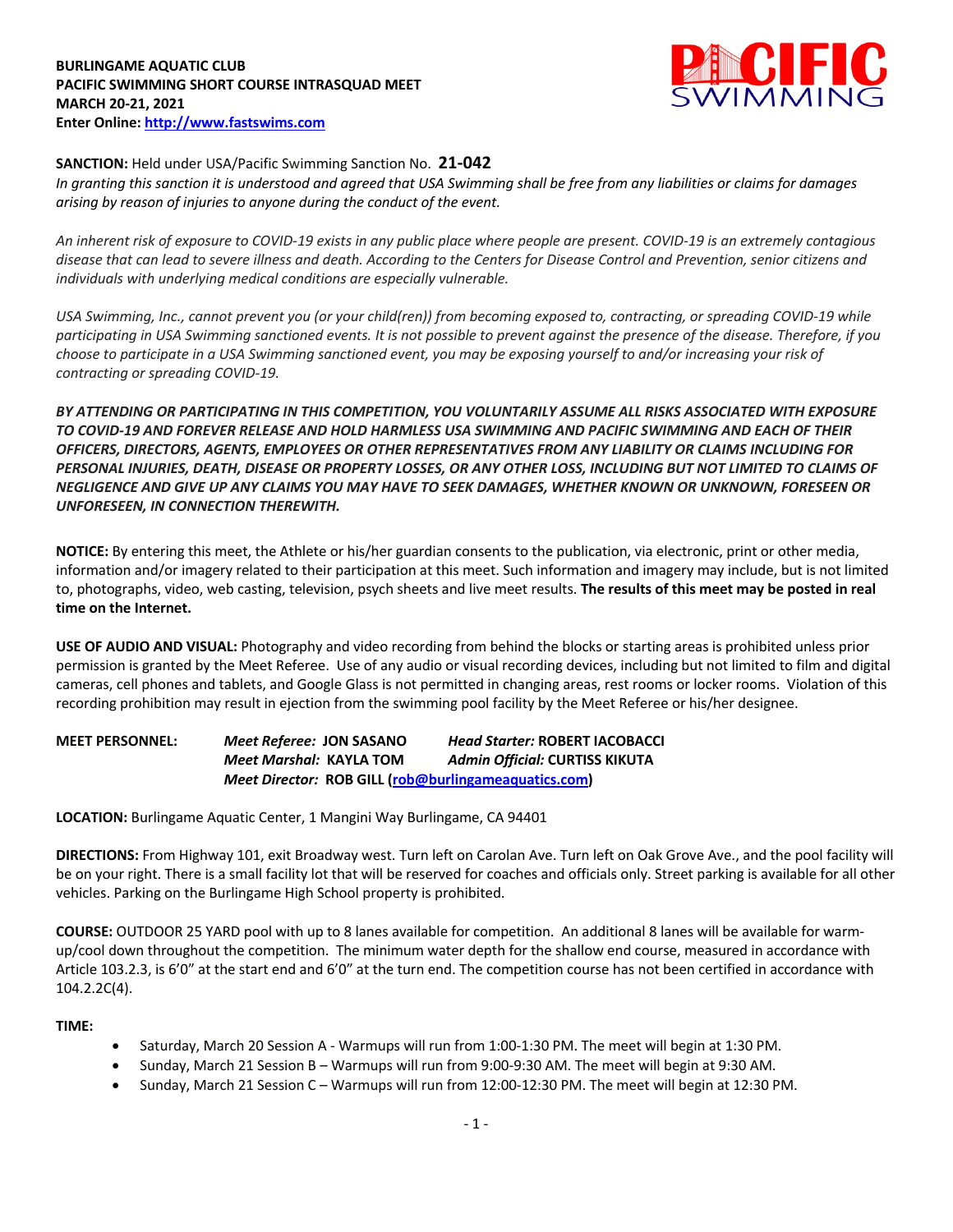**BURLINGAME AQUATIC CLUB**
**PACIFIC SWIMMING SHORT COURSE INTRASQUAD MEET**
**MARCH 20-21, 2021**
**Enter Online: http://www.fastswims.com**

**SANCTION:** Held under USA/Pacific Swimming Sanction No. **21-042**
*In granting this sanction it is understood and agreed that USA Swimming shall be free from any liabilities or claims for damages arising by reason of injuries to anyone during the conduct of the event.*

*An inherent risk of exposure to COVID-19 exists in any public place where people are present. COVID-19 is an extremely contagious disease that can lead to severe illness and death. According to the Centers for Disease Control and Prevention, senior citizens and individuals with underlying medical conditions are especially vulnerable.*

*USA Swimming, Inc., cannot prevent you (or your child(ren)) from becoming exposed to, contracting, or spreading COVID-19 while participating in USA Swimming sanctioned events. It is not possible to prevent against the presence of the disease. Therefore, if you choose to participate in a USA Swimming sanctioned event, you may be exposing yourself to and/or increasing your risk of contracting or spreading COVID-19.*

***BY ATTENDING OR PARTICIPATING IN THIS COMPETITION, YOU VOLUNTARILY ASSUME ALL RISKS ASSOCIATED WITH EXPOSURE TO COVID-19 AND FOREVER RELEASE AND HOLD HARMLESS USA SWIMMING AND PACIFIC SWIMMING AND EACH OF THEIR OFFICERS, DIRECTORS, AGENTS, EMPLOYEES OR OTHER REPRESENTATIVES FROM ANY LIABILITY OR CLAIMS INCLUDING FOR PERSONAL INJURIES, DEATH, DISEASE OR PROPERTY LOSSES, OR ANY OTHER LOSS, INCLUDING BUT NOT LIMITED TO CLAIMS OF NEGLIGENCE AND GIVE UP ANY CLAIMS YOU MAY HAVE TO SEEK DAMAGES, WHETHER KNOWN OR UNKNOWN, FORESEEN OR UNFORESEEN, IN CONNECTION THEREWITH.***

**NOTICE:** By entering this meet, the Athlete or his/her guardian consents to the publication, via electronic, print or other media, information and/or imagery related to their participation at this meet. Such information and imagery may include, but is not limited to, photographs, video, web casting, television, psych sheets and live meet results. **The results of this meet may be posted in real time on the Internet.**

**USE OF AUDIO AND VISUAL:** Photography and video recording from behind the blocks or starting areas is prohibited unless prior permission is granted by the Meet Referee. Use of any audio or visual recording devices, including but not limited to film and digital cameras, cell phones and tablets, and Google Glass is not permitted in changing areas, rest rooms or locker rooms. Violation of this recording prohibition may result in ejection from the swimming pool facility by the Meet Referee or his/her designee.

**MEET PERSONNEL:**
*Meet Referee:* **JON SASANO** — *Head Starter:* **ROBERT IACOBACCI**
*Meet Marshal:* **KAYLA TOM** — *Admin Official:* **CURTISS KIKUTA**
*Meet Director:* **ROB GILL (rob@burlingameaquatics.com)**

**LOCATION:** Burlingame Aquatic Center, 1 Mangini Way Burlingame, CA 94401

**DIRECTIONS:** From Highway 101, exit Broadway west. Turn left on Carolan Ave. Turn left on Oak Grove Ave., and the pool facility will be on your right. There is a small facility lot that will be reserved for coaches and officials only. Street parking is available for all other vehicles. Parking on the Burlingame High School property is prohibited.

**COURSE:** OUTDOOR 25 YARD pool with up to 8 lanes available for competition. An additional 8 lanes will be available for warm-up/cool down throughout the competition. The minimum water depth for the shallow end course, measured in accordance with Article 103.2.3, is 6'0" at the start end and 6'0" at the turn end. The competition course has not been certified in accordance with 104.2.2C(4).

**TIME:**

- Saturday, March 20 Session A - Warmups will run from 1:00-1:30 PM. The meet will begin at 1:30 PM.
- Sunday, March 21 Session B – Warmups will run from 9:00-9:30 AM. The meet will begin at 9:30 AM.
- Sunday, March 21 Session C – Warmups will run from 12:00-12:30 PM. The meet will begin at 12:30 PM.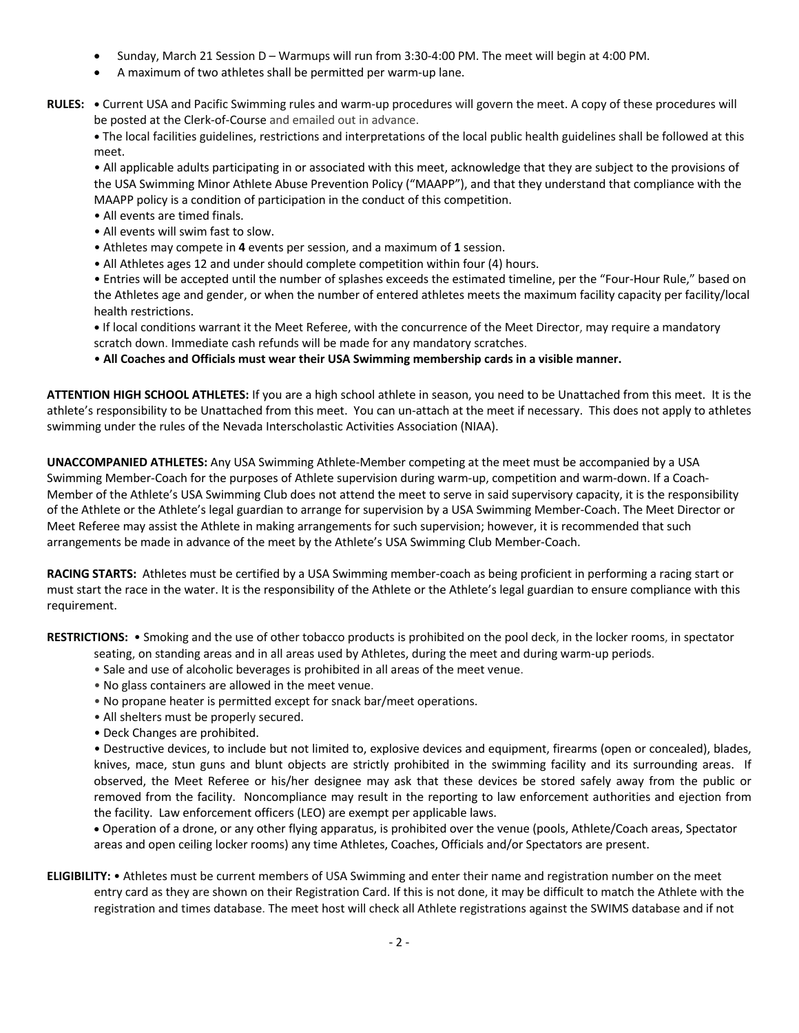- Sunday, March 21 Session D – Warmups will run from 3:30-4:00 PM. The meet will begin at 4:00 PM.
- A maximum of two athletes shall be permitted per warm-up lane.

**RULES:** • Current USA and Pacific Swimming rules and warm-up procedures will govern the meet. A copy of these procedures will be posted at the Clerk-of-Course and emailed out in advance.

• The local facilities guidelines, restrictions and interpretations of the local public health guidelines shall be followed at this meet.

• All applicable adults participating in or associated with this meet, acknowledge that they are subject to the provisions of the USA Swimming Minor Athlete Abuse Prevention Policy ("MAAPP"), and that they understand that compliance with the MAAPP policy is a condition of participation in the conduct of this competition.

• All events are timed finals.

• All events will swim fast to slow.

• Athletes may compete in **4** events per session, and a maximum of **1** session.

• All Athletes ages 12 and under should complete competition within four (4) hours.

• Entries will be accepted until the number of splashes exceeds the estimated timeline, per the "Four-Hour Rule," based on the Athletes age and gender, or when the number of entered athletes meets the maximum facility capacity per facility/local health restrictions.

• If local conditions warrant it the Meet Referee, with the concurrence of the Meet Director, may require a mandatory scratch down. Immediate cash refunds will be made for any mandatory scratches.

• **All Coaches and Officials must wear their USA Swimming membership cards in a visible manner.**

**ATTENTION HIGH SCHOOL ATHLETES:** If you are a high school athlete in season, you need to be Unattached from this meet. It is the athlete's responsibility to be Unattached from this meet. You can un-attach at the meet if necessary. This does not apply to athletes swimming under the rules of the Nevada Interscholastic Activities Association (NIAA).

**UNACCOMPANIED ATHLETES:** Any USA Swimming Athlete-Member competing at the meet must be accompanied by a USA Swimming Member-Coach for the purposes of Athlete supervision during warm-up, competition and warm-down. If a Coach-Member of the Athlete's USA Swimming Club does not attend the meet to serve in said supervisory capacity, it is the responsibility of the Athlete or the Athlete's legal guardian to arrange for supervision by a USA Swimming Member-Coach. The Meet Director or Meet Referee may assist the Athlete in making arrangements for such supervision; however, it is recommended that such arrangements be made in advance of the meet by the Athlete's USA Swimming Club Member-Coach.

**RACING STARTS:** Athletes must be certified by a USA Swimming member-coach as being proficient in performing a racing start or must start the race in the water. It is the responsibility of the Athlete or the Athlete's legal guardian to ensure compliance with this requirement.

**RESTRICTIONS:** • Smoking and the use of other tobacco products is prohibited on the pool deck, in the locker rooms, in spectator seating, on standing areas and in all areas used by Athletes, during the meet and during warm-up periods.

• Sale and use of alcoholic beverages is prohibited in all areas of the meet venue.

• No glass containers are allowed in the meet venue.

• No propane heater is permitted except for snack bar/meet operations.

• All shelters must be properly secured.

• Deck Changes are prohibited.

• Destructive devices, to include but not limited to, explosive devices and equipment, firearms (open or concealed), blades, knives, mace, stun guns and blunt objects are strictly prohibited in the swimming facility and its surrounding areas. If observed, the Meet Referee or his/her designee may ask that these devices be stored safely away from the public or removed from the facility. Noncompliance may result in the reporting to law enforcement authorities and ejection from the facility. Law enforcement officers (LEO) are exempt per applicable laws.

• Operation of a drone, or any other flying apparatus, is prohibited over the venue (pools, Athlete/Coach areas, Spectator areas and open ceiling locker rooms) any time Athletes, Coaches, Officials and/or Spectators are present.

**ELIGIBILITY:** • Athletes must be current members of USA Swimming and enter their name and registration number on the meet entry card as they are shown on their Registration Card. If this is not done, it may be difficult to match the Athlete with the registration and times database. The meet host will check all Athlete registrations against the SWIMS database and if not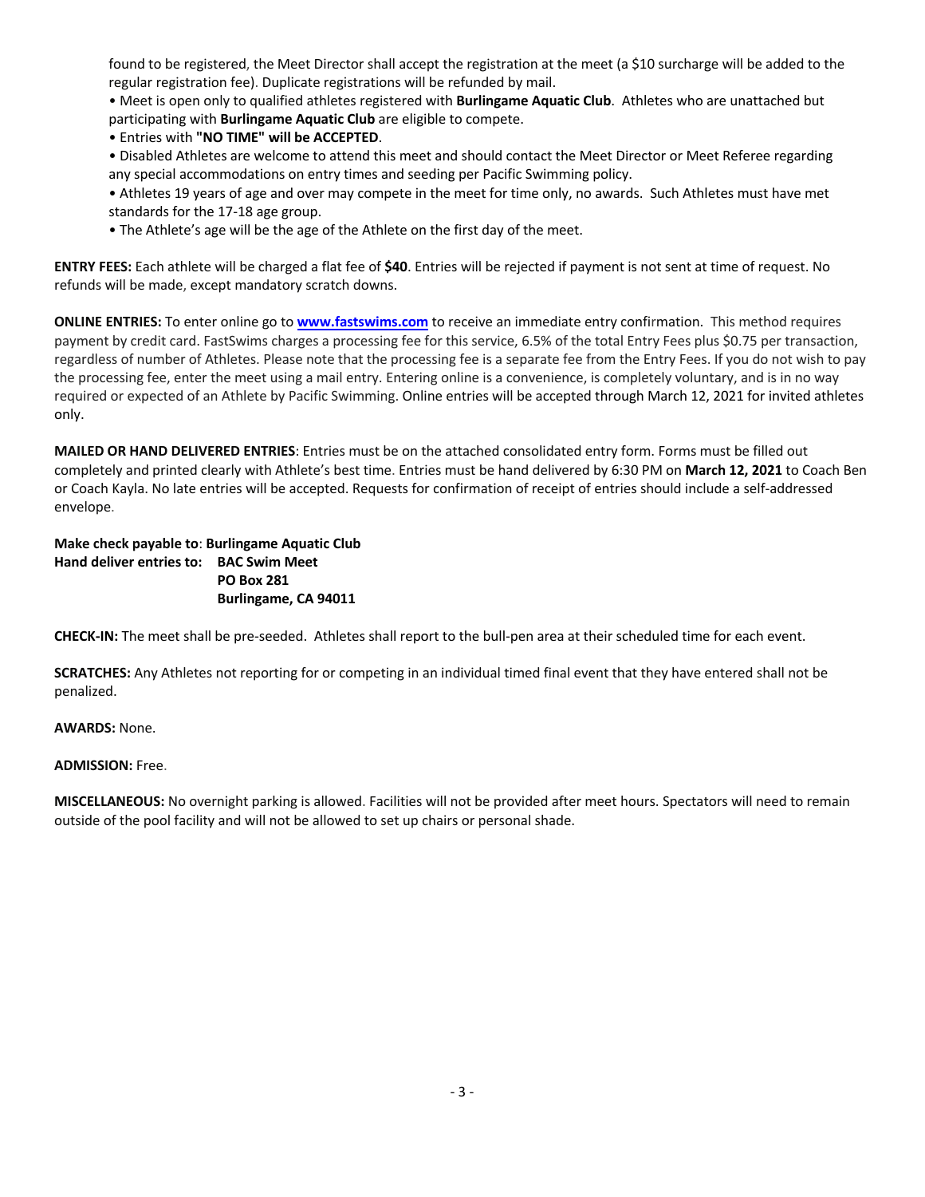found to be registered, the Meet Director shall accept the registration at the meet (a $10 surcharge will be added to the regular registration fee). Duplicate registrations will be refunded by mail.

- Meet is open only to qualified athletes registered with **Burlingame Aquatic Club**. Athletes who are unattached but participating with **Burlingame Aquatic Club** are eligible to compete.
- Entries with **"NO TIME" will be ACCEPTED**.
- Disabled Athletes are welcome to attend this meet and should contact the Meet Director or Meet Referee regarding any special accommodations on entry times and seeding per Pacific Swimming policy.
- Athletes 19 years of age and over may compete in the meet for time only, no awards. Such Athletes must have met standards for the 17-18 age group.
- The Athlete's age will be the age of the Athlete on the first day of the meet.

**ENTRY FEES:** Each athlete will be charged a flat fee of **$40**. Entries will be rejected if payment is not sent at time of request. No refunds will be made, except mandatory scratch downs.

**ONLINE ENTRIES:** To enter online go to **www.fastswims.com** to receive an immediate entry confirmation. This method requires payment by credit card. FastSwims charges a processing fee for this service, 6.5% of the total Entry Fees plus $0.75 per transaction, regardless of number of Athletes. Please note that the processing fee is a separate fee from the Entry Fees. If you do not wish to pay the processing fee, enter the meet using a mail entry. Entering online is a convenience, is completely voluntary, and is in no way required or expected of an Athlete by Pacific Swimming. Online entries will be accepted through March 12, 2021 for invited athletes only.

**MAILED OR HAND DELIVERED ENTRIES**: Entries must be on the attached consolidated entry form. Forms must be filled out completely and printed clearly with Athlete's best time. Entries must be hand delivered by 6:30 PM on **March 12, 2021** to Coach Ben or Coach Kayla. No late entries will be accepted. Requests for confirmation of receipt of entries should include a self-addressed envelope.

**Make check payable to**: **Burlingame Aquatic Club**
**Hand deliver entries to: BAC Swim Meet**
**PO Box 281**
**Burlingame, CA 94011**

**CHECK-IN:** The meet shall be pre-seeded. Athletes shall report to the bull-pen area at their scheduled time for each event.

**SCRATCHES:** Any Athletes not reporting for or competing in an individual timed final event that they have entered shall not be penalized.

**AWARDS:** None.

**ADMISSION:** Free.

**MISCELLANEOUS:** No overnight parking is allowed. Facilities will not be provided after meet hours. Spectators will need to remain outside of the pool facility and will not be allowed to set up chairs or personal shade.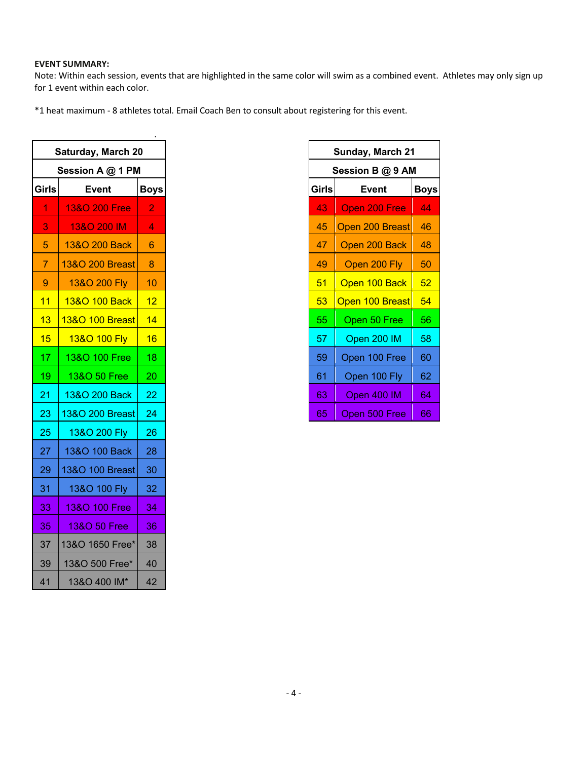**EVENT SUMMARY:**
Note: Within each session, events that are highlighted in the same color will swim as a combined event. Athletes may only sign up for 1 event within each color.

*1 heat maximum - 8 athletes total. Email Coach Ben to consult about registering for this event.

| Saturday, March 20 | | |
|---|---|---|
| **Session A @ 1 PM** | | |
| **Girls** | **Event** | **Boys** |
| 1 | 13&O 200 Free | 2 |
| 3 | 13&O 200 IM | 4 |
| 5 | 13&O 200 Back | 6 |
| 7 | 13&O 200 Breast | 8 |
| 9 | 13&O 200 Fly | 10 |
| 11 | 13&O 100 Back | 12 |
| 13 | 13&O 100 Breast | 14 |
| 15 | 13&O 100 Fly | 16 |
| 17 | 13&O 100 Free | 18 |
| 19 | 13&O 50 Free | 20 |
| 21 | 13&O 200 Back | 22 |
| 23 | 13&O 200 Breast | 24 |
| 25 | 13&O 200 Fly | 26 |
| 27 | 13&O 100 Back | 28 |
| 29 | 13&O 100 Breast | 30 |
| 31 | 13&O 100 Fly | 32 |
| 33 | 13&O 100 Free | 34 |
| 35 | 13&O 50 Free | 36 |
| 37 | 13&O 1650 Free* | 38 |
| 39 | 13&O 500 Free* | 40 |
| 41 | 13&O 400 IM* | 42 |

| Sunday, March 21 | | |
|---|---|---|
| **Session B @ 9 AM** | | |
| **Girls** | **Event** | **Boys** |
| 43 | Open 200 Free | 44 |
| 45 | Open 200 Breast | 46 |
| 47 | Open 200 Back | 48 |
| 49 | Open 200 Fly | 50 |
| 51 | Open 100 Back | 52 |
| 53 | Open 100 Breast | 54 |
| 55 | Open 50 Free | 56 |
| 57 | Open 200 IM | 58 |
| 59 | Open 100 Free | 60 |
| 61 | Open 100 Fly | 62 |
| 63 | Open 400 IM | 64 |
| 65 | Open 500 Free | 66 |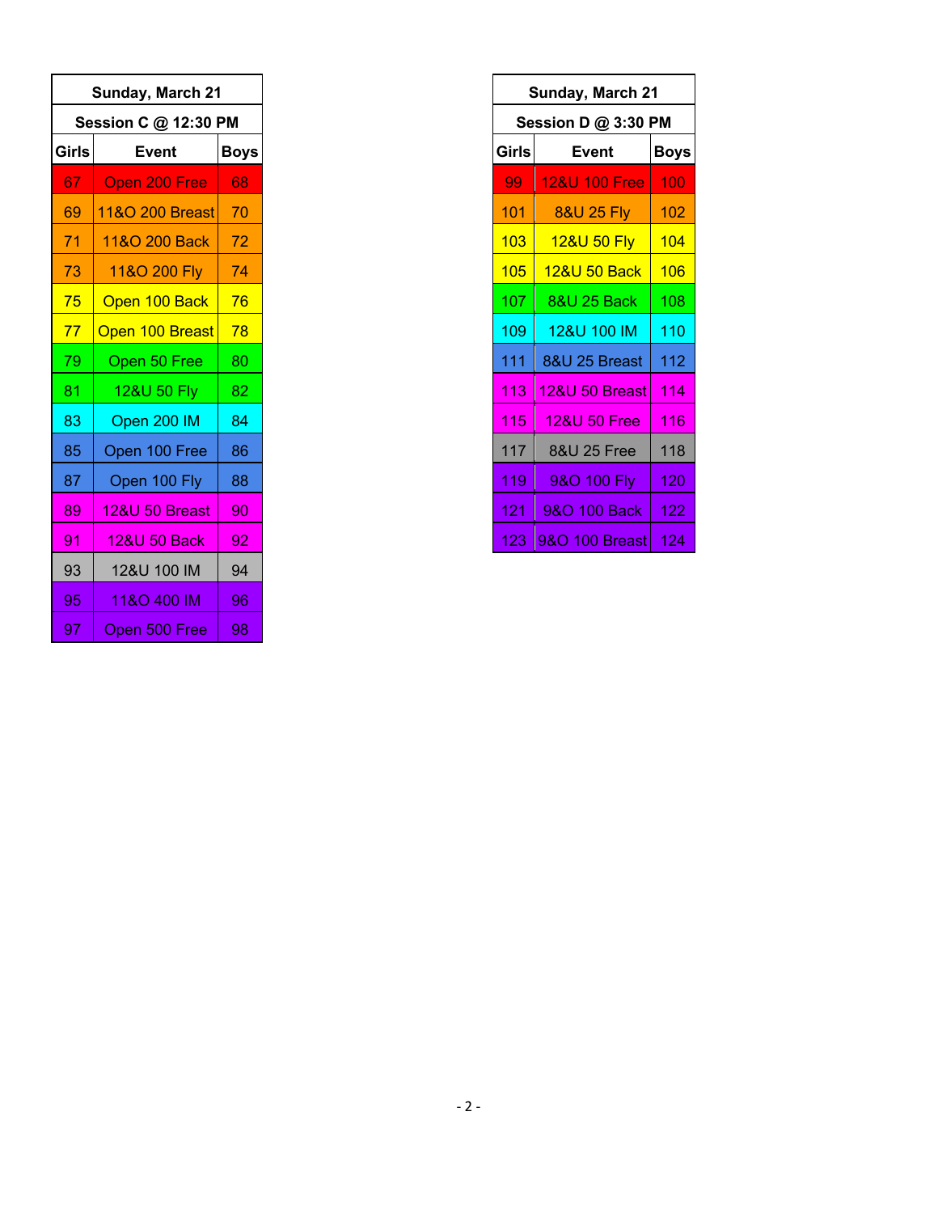| Sunday, March 21 | | |
|---|---|---|
| Session C @ 12:30 PM | | |
| Girls | Event | Boys |
| 67 | Open 200 Free | 68 |
| 69 | 11&O 200 Breast | 70 |
| 71 | 11&O 200 Back | 72 |
| 73 | 11&O 200 Fly | 74 |
| 75 | Open 100 Back | 76 |
| 77 | Open 100 Breast | 78 |
| 79 | Open 50 Free | 80 |
| 81 | 12&U 50 Fly | 82 |
| 83 | Open 200 IM | 84 |
| 85 | Open 100 Free | 86 |
| 87 | Open 100 Fly | 88 |
| 89 | 12&U 50 Breast | 90 |
| 91 | 12&U 50 Back | 92 |
| 93 | 12&U 100 IM | 94 |
| 95 | 11&O 400 IM | 96 |
| 97 | Open 500 Free | 98 |

| Sunday, March 21 | | |
|---|---|---|
| Session D @ 3:30 PM | | |
| Girls | Event | Boys |
| 99 | 12&U 100 Free | 100 |
| 101 | 8&U 25 Fly | 102 |
| 103 | 12&U 50 Fly | 104 |
| 105 | 12&U 50 Back | 106 |
| 107 | 8&U 25 Back | 108 |
| 109 | 12&U 100 IM | 110 |
| 111 | 8&U 25 Breast | 112 |
| 113 | 12&U 50 Breast | 114 |
| 115 | 12&U 50 Free | 116 |
| 117 | 8&U 25 Free | 118 |
| 119 | 9&O 100 Fly | 120 |
| 121 | 9&O 100 Back | 122 |
| 123 | 9&O 100 Breast | 124 |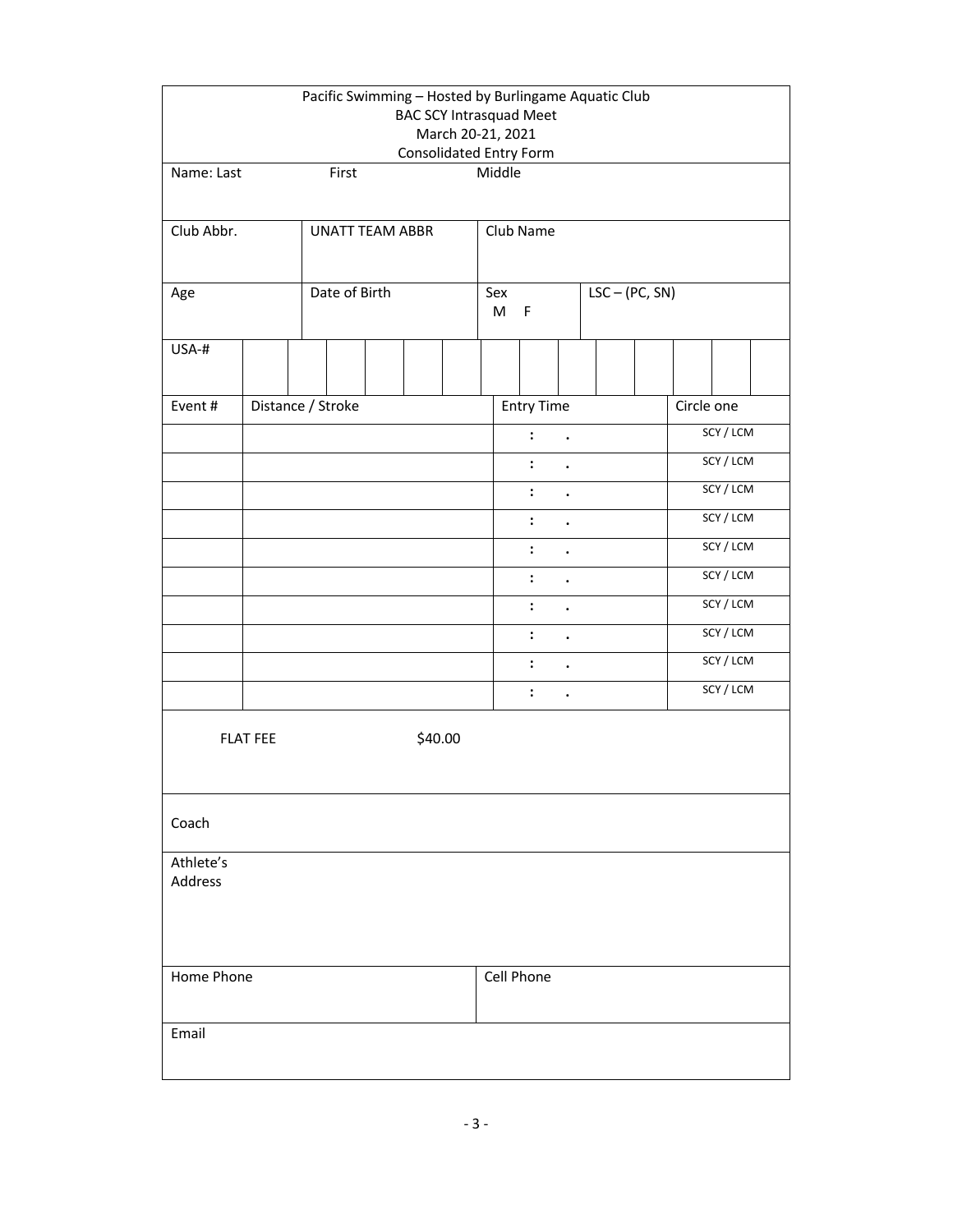Pacific Swimming – Hosted by Burlingame Aquatic Club
BAC SCY Intrasquad Meet
March 20-21, 2021
Consolidated Entry Form

| Name: Last | First | Middle |
|---|---|---|
| | | |

| Club Abbr. | UNATT TEAM ABBR | Club Name |
|---|---|---|
| | | |

| Age | Date of Birth | Sex M F | LSC – (PC, SN) |
|---|---|---|---|
| | | | |

| USA-# | | | | | | | | | | | | | | |
|---|---|---|---|---|---|---|---|---|---|---|---|---|---|---|

| Event # | Distance / Stroke | Entry Time | Circle one |
|---|---|---|---|
| | | : . | SCY / LCM |
| | | : . | SCY / LCM |
| | | : . | SCY / LCM |
| | | : . | SCY / LCM |
| | | : . | SCY / LCM |
| | | : . | SCY / LCM |
| | | : . | SCY / LCM |
| | | : . | SCY / LCM |
| | | : . | SCY / LCM |
| | | : . | SCY / LCM |

FLAT FEE $40.00

Coach

Athlete's Address

| Home Phone | Cell Phone |
|---|---|
| | |

Email